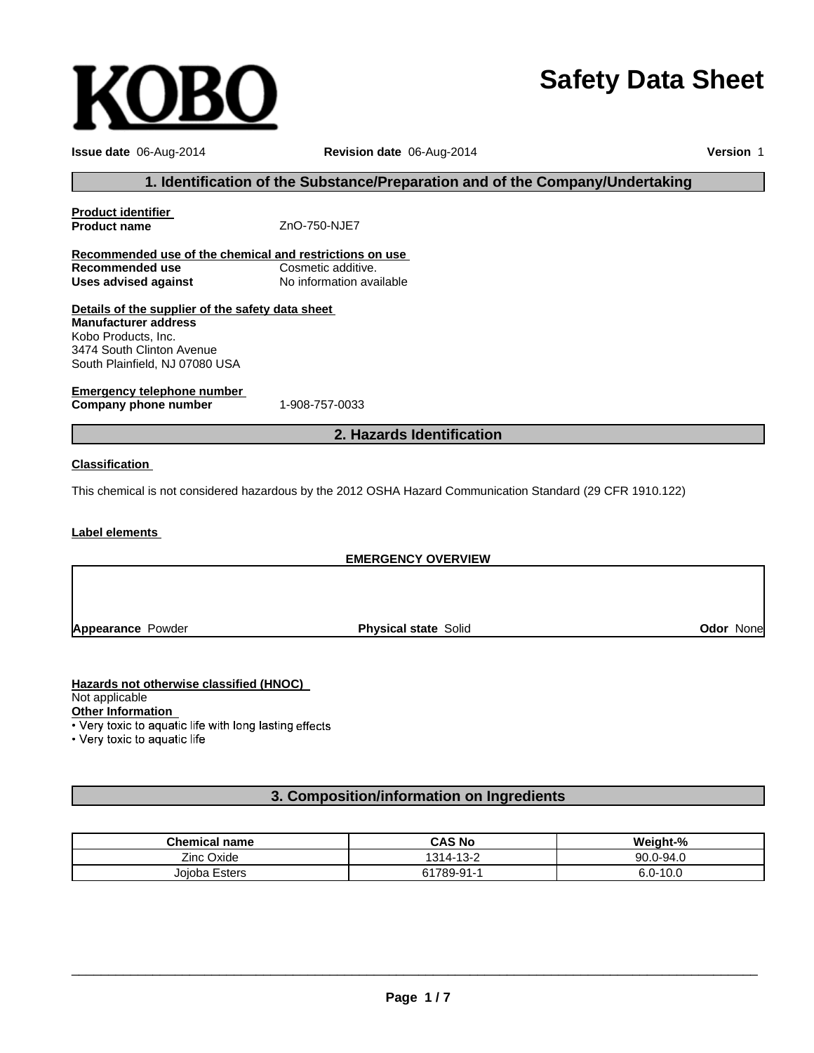KOBO

# Safety Data Sheet

**Issue date** 06-Aug-2014 **Revision date** 06-Aug-2014 **Version** 1

## 1. Identification of the Substance/Preparation and of the Company/Undertaking

**Product identifier**

**Product name** ZnO-750-NJE7

**Recommended use of the chemical and restrictions on use**

**Recommended use** Cosmetic additive.

**Uses advised against** No information available

**Details of the supplier of the safety data sheet**

**Manufacturer address**
Kobo Products, Inc.
3474 South Clinton Avenue
South Plainfield, NJ 07080 USA

**Emergency telephone number**

**Company phone number** 1-908-757-0033

## 2. Hazards Identification

**Classification**

This chemical is not considered hazardous by the 2012 OSHA Hazard Communication Standard (29 CFR 1910.122)

**Label elements**

**EMERGENCY OVERVIEW**

**Appearance** Powder **Physical state** Solid **Odor** None

**Hazards not otherwise classified (HNOC)**
Not applicable

**Other Information**
- Very toxic to aquatic life with long lasting effects
- Very toxic to aquatic life

## 3. Composition/information on Ingredients

| Chemical name | CAS No | Weight-% |
|---|---|---|
| Zinc Oxide | 1314-13-2 | 90.0-94.0 |
| Jojoba Esters | 61789-91-1 | 6.0-10.0 |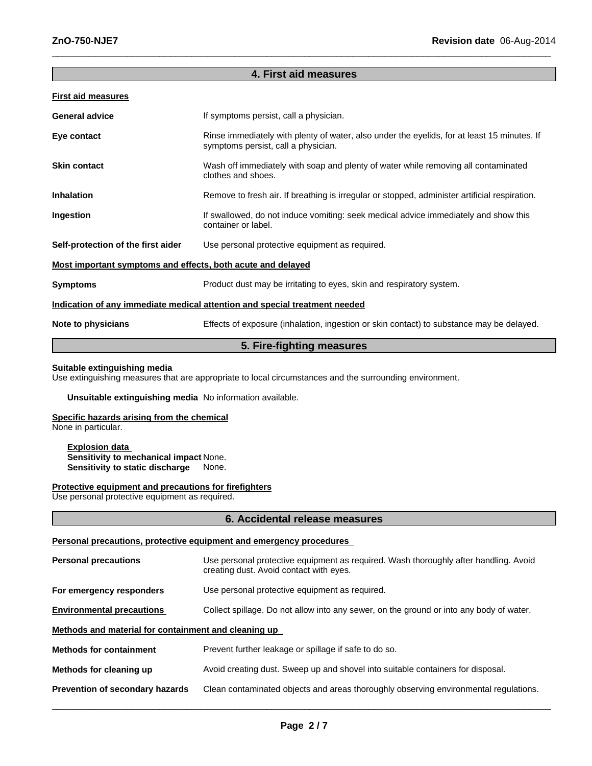## 4. First aid measures

**First aid measures**

**General advice** If symptoms persist, call a physician.

**Eye contact** Rinse immediately with plenty of water, also under the eyelids, for at least 15 minutes. If symptoms persist, call a physician.

**Skin contact** Wash off immediately with soap and plenty of water while removing all contaminated clothes and shoes.

**Inhalation** Remove to fresh air. If breathing is irregular or stopped, administer artificial respiration.

**Ingestion** If swallowed, do not induce vomiting: seek medical advice immediately and show this container or label.

**Self-protection of the first aider** Use personal protective equipment as required.

**Most important symptoms and effects, both acute and delayed**

**Symptoms** Product dust may be irritating to eyes, skin and respiratory system.

**Indication of any immediate medical attention and special treatment needed**

**Note to physicians** Effects of exposure (inhalation, ingestion or skin contact) to substance may be delayed.

## 5. Fire-fighting measures

**Suitable extinguishing media**
Use extinguishing measures that are appropriate to local circumstances and the surrounding environment.

**Unsuitable extinguishing media** No information available.

**Specific hazards arising from the chemical**
None in particular.

**Explosion data**
**Sensitivity to mechanical impact** None.
**Sensitivity to static discharge** None.

**Protective equipment and precautions for firefighters**
Use personal protective equipment as required.

## 6. Accidental release measures

**Personal precautions, protective equipment and emergency procedures**

**Personal precautions** Use personal protective equipment as required. Wash thoroughly after handling. Avoid creating dust. Avoid contact with eyes.

**For emergency responders** Use personal protective equipment as required.

**Environmental precautions** Collect spillage. Do not allow into any sewer, on the ground or into any body of water.

**Methods and material for containment and cleaning up**

**Methods for containment** Prevent further leakage or spillage if safe to do so.

**Methods for cleaning up** Avoid creating dust. Sweep up and shovel into suitable containers for disposal.

**Prevention of secondary hazards** Clean contaminated objects and areas thoroughly observing environmental regulations.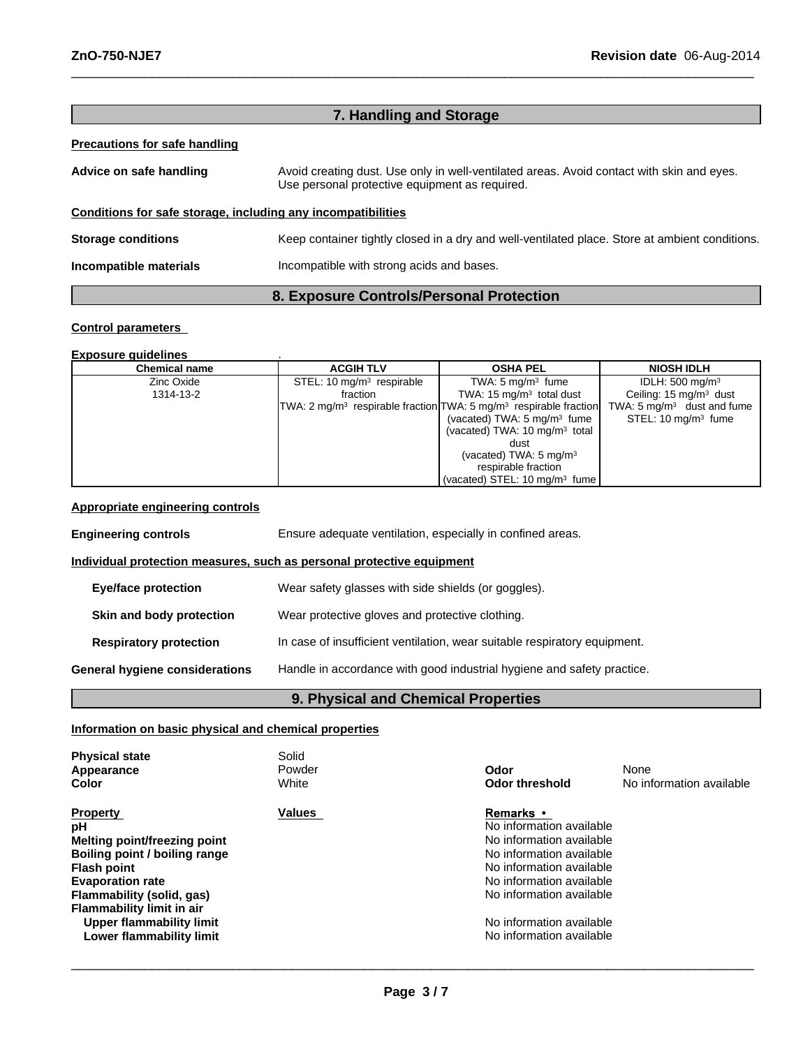## 7. Handling and Storage

**Precautions for safe handling**

**Advice on safe handling** Avoid creating dust. Use only in well-ventilated areas. Avoid contact with skin and eyes. Use personal protective equipment as required.

**Conditions for safe storage, including any incompatibilities**

**Storage conditions** Keep container tightly closed in a dry and well-ventilated place. Store at ambient conditions.

**Incompatible materials** Incompatible with strong acids and bases.

## 8. Exposure Controls/Personal Protection

**Control parameters**

**Exposure guidelines** .

| Chemical name | ACGIH TLV | OSHA PEL | NIOSH IDLH |
|---|---|---|---|
| Zinc Oxide<br>1314-13-2 | STEL: 10 mg/m³ respirable fraction<br>TWA: 2 mg/m³ respirable fraction | TWA: 5 mg/m³ fume<br>TWA: 15 mg/m³ total dust<br>TWA: 5 mg/m³ respirable fraction<br>(vacated) TWA: 5 mg/m³ fume<br>(vacated) TWA: 10 mg/m³ total dust<br>(vacated) TWA: 5 mg/m³ respirable fraction<br>(vacated) STEL: 10 mg/m³ fume | IDLH: 500 mg/m³<br>Ceiling: 15 mg/m³ dust<br>TWA: 5 mg/m³ dust and fume<br>STEL: 10 mg/m³ fume |

**Appropriate engineering controls**

**Engineering controls** Ensure adequate ventilation, especially in confined areas.

**Individual protection measures, such as personal protective equipment**

**Eye/face protection** Wear safety glasses with side shields (or goggles).

**Skin and body protection** Wear protective gloves and protective clothing.

**Respiratory protection** In case of insufficient ventilation, wear suitable respiratory equipment.

**General hygiene considerations** Handle in accordance with good industrial hygiene and safety practice.

## 9. Physical and Chemical Properties

**Information on basic physical and chemical properties**

**Physical state** Solid
**Appearance** Powder
**Color** White
**Odor** None
**Odor threshold** No information available

| Property | Values | Remarks • |
|---|---|---|
| **pH** | | No information available |
| **Melting point/freezing point** | | No information available |
| **Boiling point / boiling range** | | No information available |
| **Flash point** | | No information available |
| **Evaporation rate** | | No information available |
| **Flammability (solid, gas)** | | No information available |
| **Flammability limit in air** | | |
| **Upper flammability limit** | | No information available |
| **Lower flammability limit** | | No information available |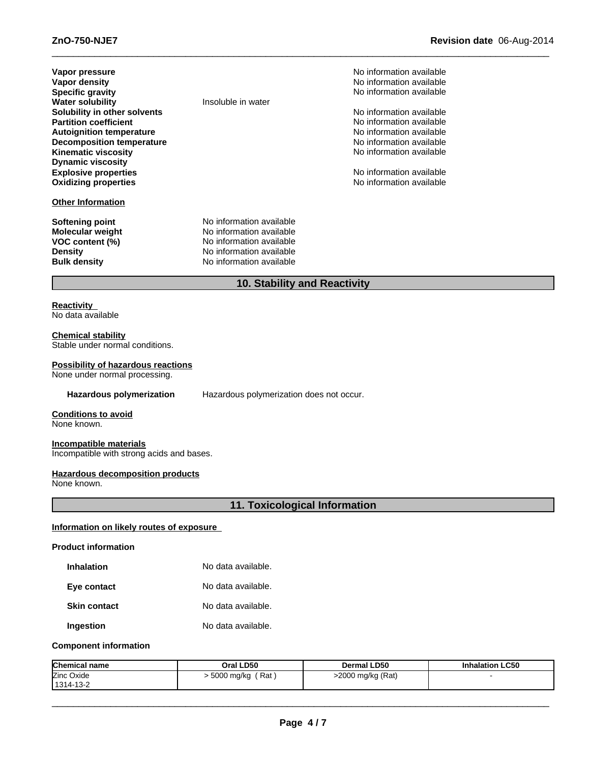| | | |
|---|---|---|
| **Vapor pressure** | | No information available |
| **Vapor density** | | No information available |
| **Specific gravity** | | No information available |
| **Water solubility** | Insoluble in water | |
| **Solubility in other solvents** | | No information available |
| **Partition coefficient** | | No information available |
| **Autoignition temperature** | | No information available |
| **Decomposition temperature** | | No information available |
| **Kinematic viscosity** | | No information available |
| **Dynamic viscosity** | | |
| **Explosive properties** | | No information available |
| **Oxidizing properties** | | No information available |

**Other Information**

| | |
|---|---|
| **Softening point** | No information available |
| **Molecular weight** | No information available |
| **VOC content (%)** | No information available |
| **Density** | No information available |
| **Bulk density** | No information available |

## 10. Stability and Reactivity

**Reactivity**
No data available

**Chemical stability**
Stable under normal conditions.

**Possibility of hazardous reactions**
None under normal processing.

**Hazardous polymerization** Hazardous polymerization does not occur.

**Conditions to avoid**
None known.

**Incompatible materials**
Incompatible with strong acids and bases.

**Hazardous decomposition products**
None known.

## 11. Toxicological Information

**Information on likely routes of exposure**

**Product information**

| | |
|---|---|
| **Inhalation** | No data available. |
| **Eye contact** | No data available. |
| **Skin contact** | No data available. |
| **Ingestion** | No data available. |

**Component information**

| Chemical name | Oral LD50 | Dermal LD50 | Inhalation LC50 |
|---|---|---|---|
| Zinc Oxide 1314-13-2 | > 5000 mg/kg ( Rat ) | >2000 mg/kg (Rat) | - |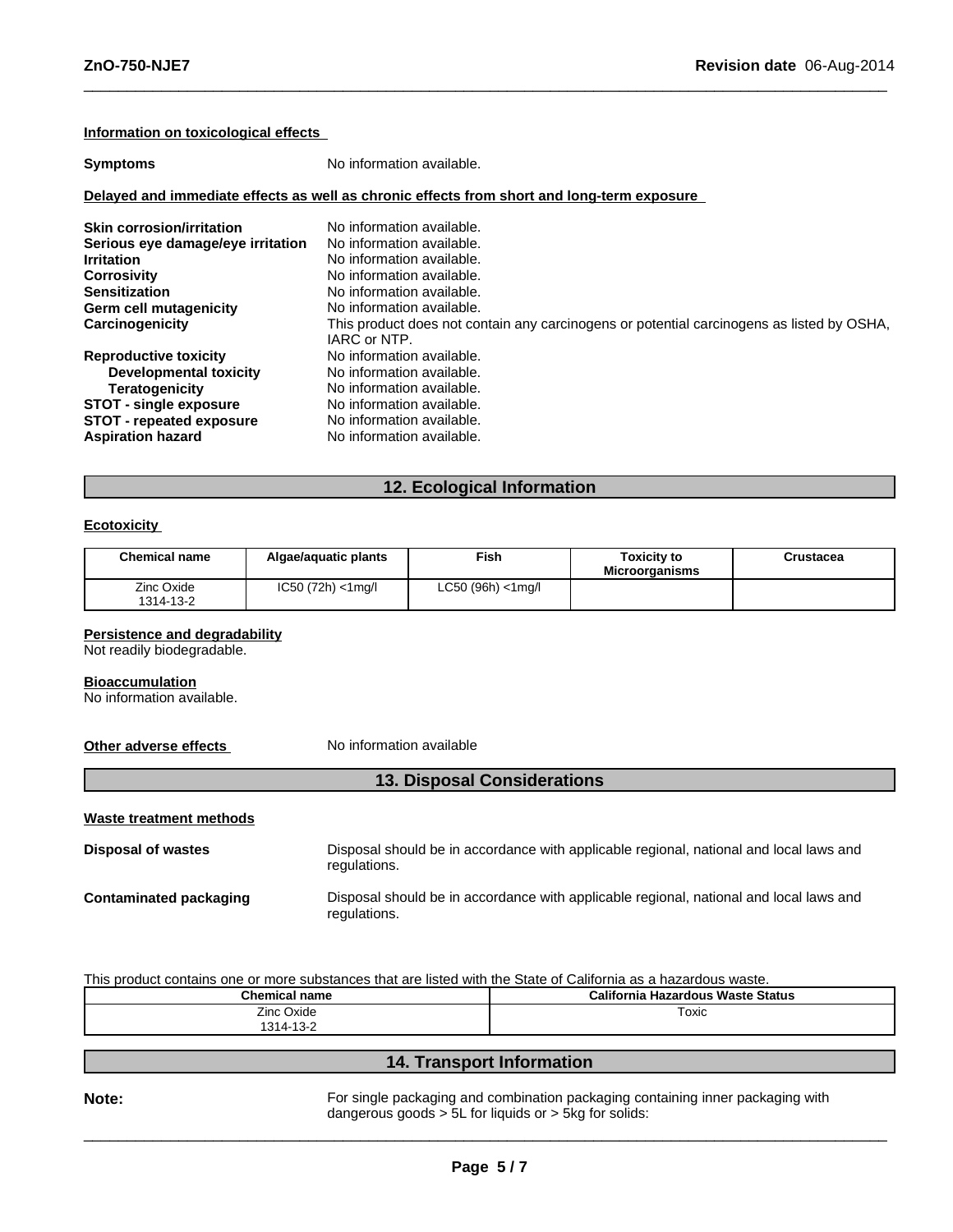**Information on toxicological effects**

**Symptoms** No information available.

**Delayed and immediate effects as well as chronic effects from short and long-term exposure**

**Skin corrosion/irritation** No information available.
**Serious eye damage/eye irritation** No information available.
**Irritation** No information available.
**Corrosivity** No information available.
**Sensitization** No information available.
**Germ cell mutagenicity** No information available.
**Carcinogenicity** This product does not contain any carcinogens or potential carcinogens as listed by OSHA, IARC or NTP.
**Reproductive toxicity** No information available.
**Developmental toxicity** No information available.
**Teratogenicity** No information available.
**STOT - single exposure** No information available.
**STOT - repeated exposure** No information available.
**Aspiration hazard** No information available.

## 12. Ecological Information

**Ecotoxicity**

| Chemical name | Algae/aquatic plants | Fish | Toxicity to Microorganisms | Crustacea |
|---|---|---|---|---|
| Zinc Oxide 1314-13-2 | IC50 (72h) <1mg/l | LC50 (96h) <1mg/l | | |

**Persistence and degradability**
Not readily biodegradable.

**Bioaccumulation**
No information available.

**Other adverse effects** No information available

## 13. Disposal Considerations

**Waste treatment methods**

**Disposal of wastes** Disposal should be in accordance with applicable regional, national and local laws and regulations.

**Contaminated packaging** Disposal should be in accordance with applicable regional, national and local laws and regulations.

This product contains one or more substances that are listed with the State of California as a hazardous waste.

| Chemical name | California Hazardous Waste Status |
|---|---|
| Zinc Oxide 1314-13-2 | Toxic |

## 14. Transport Information

**Note:** For single packaging and combination packaging containing inner packaging with dangerous goods > 5L for liquids or > 5kg for solids: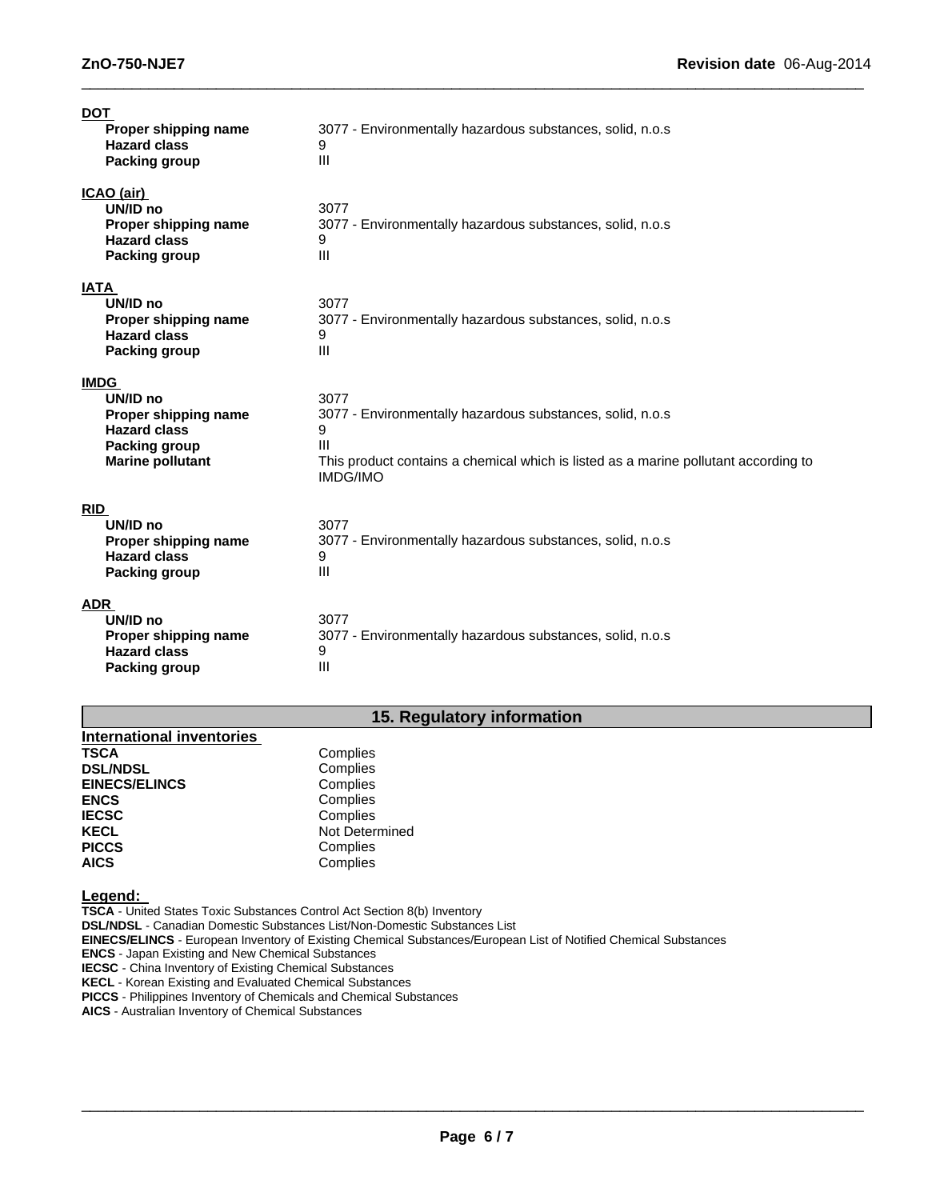**DOT**

| | |
|---|---|
| **Proper shipping name** | 3077 - Environmentally hazardous substances, solid, n.o.s |
| **Hazard class** | 9 |
| **Packing group** | III |

**ICAO (air)**

| | |
|---|---|
| **UN/ID no** | 3077 |
| **Proper shipping name** | 3077 - Environmentally hazardous substances, solid, n.o.s |
| **Hazard class** | 9 |
| **Packing group** | III |

**IATA**

| | |
|---|---|
| **UN/ID no** | 3077 |
| **Proper shipping name** | 3077 - Environmentally hazardous substances, solid, n.o.s |
| **Hazard class** | 9 |
| **Packing group** | III |

**IMDG**

| | |
|---|---|
| **UN/ID no** | 3077 |
| **Proper shipping name** | 3077 - Environmentally hazardous substances, solid, n.o.s |
| **Hazard class** | 9 |
| **Packing group** | III |
| **Marine pollutant** | This product contains a chemical which is listed as a marine pollutant according to IMDG/IMO |

**RID**

| | |
|---|---|
| **UN/ID no** | 3077 |
| **Proper shipping name** | 3077 - Environmentally hazardous substances, solid, n.o.s |
| **Hazard class** | 9 |
| **Packing group** | III |

**ADR**

| | |
|---|---|
| **UN/ID no** | 3077 |
| **Proper shipping name** | 3077 - Environmentally hazardous substances, solid, n.o.s |
| **Hazard class** | 9 |
| **Packing group** | III |

## 15. Regulatory information

**International inventories**

| | |
|---|---|
| **TSCA** | Complies |
| **DSL/NDSL** | Complies |
| **EINECS/ELINCS** | Complies |
| **ENCS** | Complies |
| **IECSC** | Complies |
| **KECL** | Not Determined |
| **PICCS** | Complies |
| **AICS** | Complies |

**Legend:**

**TSCA** - United States Toxic Substances Control Act Section 8(b) Inventory
**DSL/NDSL** - Canadian Domestic Substances List/Non-Domestic Substances List
**EINECS/ELINCS** - European Inventory of Existing Chemical Substances/European List of Notified Chemical Substances
**ENCS** - Japan Existing and New Chemical Substances
**IECSC** - China Inventory of Existing Chemical Substances
**KECL** - Korean Existing and Evaluated Chemical Substances
**PICCS** - Philippines Inventory of Chemicals and Chemical Substances
**AICS** - Australian Inventory of Chemical Substances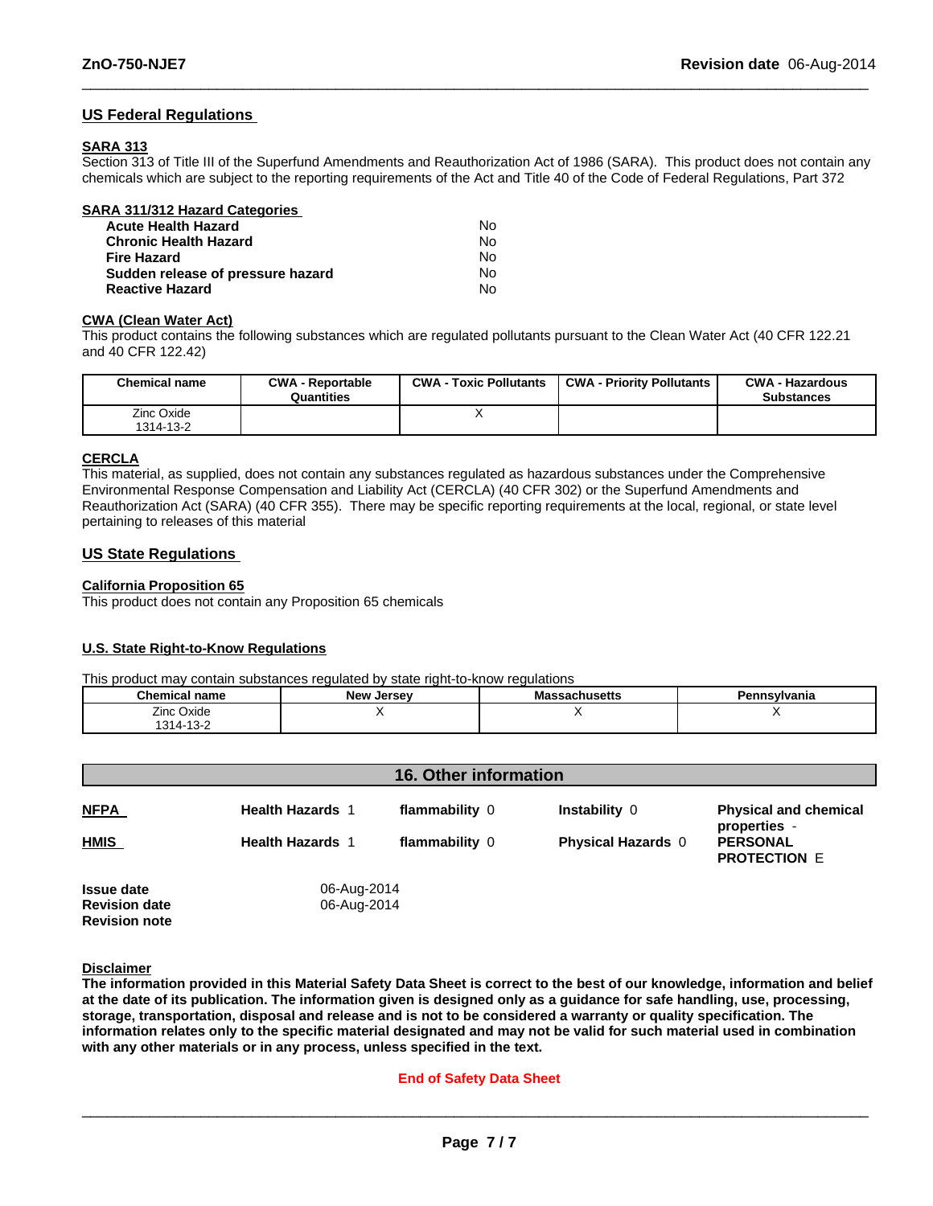## US Federal Regulations

### SARA 313

Section 313 of Title III of the Superfund Amendments and Reauthorization Act of 1986 (SARA). This product does not contain any chemicals which are subject to the reporting requirements of the Act and Title 40 of the Code of Federal Regulations, Part 372

### SARA 311/312 Hazard Categories

| | |
|---|---|
| **Acute Health Hazard** | No |
| **Chronic Health Hazard** | No |
| **Fire Hazard** | No |
| **Sudden release of pressure hazard** | No |
| **Reactive Hazard** | No |

### CWA (Clean Water Act)

This product contains the following substances which are regulated pollutants pursuant to the Clean Water Act (40 CFR 122.21 and 40 CFR 122.42)

| Chemical name | CWA - Reportable Quantities | CWA - Toxic Pollutants | CWA - Priority Pollutants | CWA - Hazardous Substances |
|---|---|---|---|---|
| Zinc Oxide 1314-13-2 | | X | | |

### CERCLA

This material, as supplied, does not contain any substances regulated as hazardous substances under the Comprehensive Environmental Response Compensation and Liability Act (CERCLA) (40 CFR 302) or the Superfund Amendments and Reauthorization Act (SARA) (40 CFR 355). There may be specific reporting requirements at the local, regional, or state level pertaining to releases of this material

## US State Regulations

### California Proposition 65

This product does not contain any Proposition 65 chemicals

### U.S. State Right-to-Know Regulations

This product may contain substances regulated by state right-to-know regulations

| Chemical name | New Jersey | Massachusetts | Pennsylvania |
|---|---|---|---|
| Zinc Oxide 1314-13-2 | X | X | X |

## 16. Other information

| | | | | |
|---|---|---|---|---|
| **NFPA** | **Health Hazards** 1 | **flammability** 0 | **Instability** 0 | **Physical and chemical properties** - |
| **HMIS** | **Health Hazards** 1 | **flammability** 0 | **Physical Hazards** 0 | **PERSONAL PROTECTION** E |

**Issue date** 06-Aug-2014
**Revision date** 06-Aug-2014
**Revision note**

### Disclaimer

**The information provided in this Material Safety Data Sheet is correct to the best of our knowledge, information and belief at the date of its publication. The information given is designed only as a guidance for safe handling, use, processing, storage, transportation, disposal and release and is not to be considered a warranty or quality specification. The information relates only to the specific material designated and may not be valid for such material used in combination with any other materials or in any process, unless specified in the text.**

**End of Safety Data Sheet**